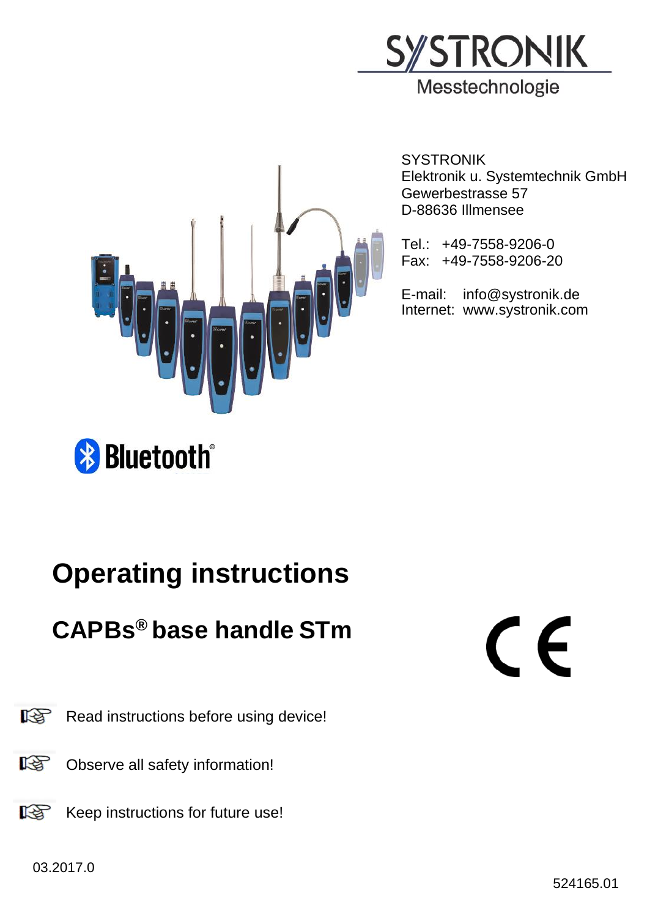SYSTRONIK
Messtechnologie

SYSTRONIK
Elektronik u. Systemtechnik GmbH
Gewerbestrasse 57
D-88636 Illmensee

Tel.: +49-7558-9206-0
Fax: +49-7558-9206-20

E-mail: info@systronik.de
Internet: www.systronik.com

Bluetooth®

# Operating instructions

## CAPBs® base handle STm

CE

☞ Read instructions before using device!

☞ Observe all safety information!

☞ Keep instructions for future use!

03.2017.0

524165.01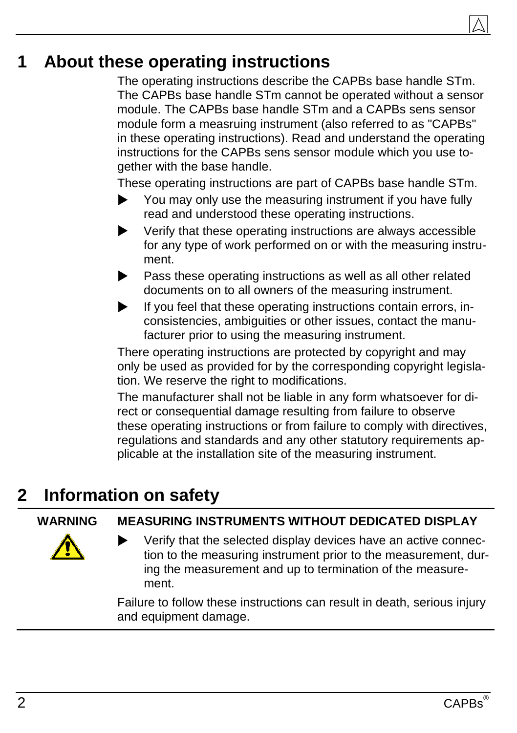# 1 About these operating instructions

The operating instructions describe the CAPBs base handle STm. The CAPBs base handle STm cannot be operated without a sensor module. The CAPBs base handle STm and a CAPBs sens sensor module form a measruing instrument (also referred to as "CAPBs" in these operating instructions). Read and understand the operating instructions for the CAPBs sens sensor module which you use together with the base handle.

These operating instructions are part of CAPBs base handle STm.

- You may only use the measuring instrument if you have fully read and understood these operating instructions.
- Verify that these operating instructions are always accessible for any type of work performed on or with the measuring instrument.
- Pass these operating instructions as well as all other related documents on to all owners of the measuring instrument.
- If you feel that these operating instructions contain errors, inconsistencies, ambiguities or other issues, contact the manufacturer prior to using the measuring instrument.

There operating instructions are protected by copyright and may only be used as provided for by the corresponding copyright legislation. We reserve the right to modifications.

The manufacturer shall not be liable in any form whatsoever for direct or consequential damage resulting from failure to observe these operating instructions or from failure to comply with directives, regulations and standards and any other statutory requirements applicable at the installation site of the measuring instrument.

# 2 Information on safety

**WARNING** **MEASURING INSTRUMENTS WITHOUT DEDICATED DISPLAY**

- Verify that the selected display devices have an active connection to the measuring instrument prior to the measurement, during the measurement and up to termination of the measurement.

Failure to follow these instructions can result in death, serious injury and equipment damage.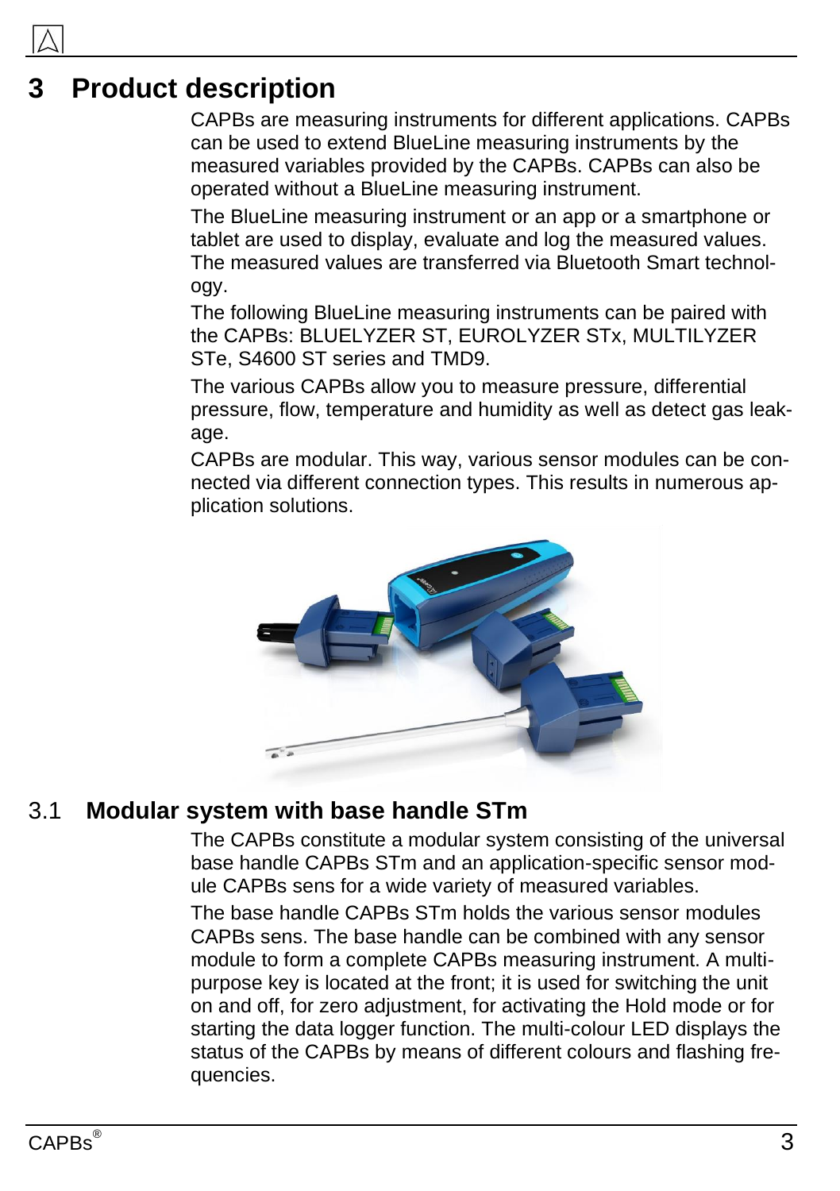# 3 Product description

CAPBs are measuring instruments for different applications. CAPBs can be used to extend BlueLine measuring instruments by the measured variables provided by the CAPBs. CAPBs can also be operated without a BlueLine measuring instrument.

The BlueLine measuring instrument or an app or a smartphone or tablet are used to display, evaluate and log the measured values. The measured values are transferred via Bluetooth Smart technology.

The following BlueLine measuring instruments can be paired with the CAPBs: BLUELYZER ST, EUROLYZER STx, MULTILYZER STe, S4600 ST series and TMD9.

The various CAPBs allow you to measure pressure, differential pressure, flow, temperature and humidity as well as detect gas leakage.

CAPBs are modular. This way, various sensor modules can be connected via different connection types. This results in numerous application solutions.

## 3.1 Modular system with base handle STm

The CAPBs constitute a modular system consisting of the universal base handle CAPBs STm and an application-specific sensor module CAPBs sens for a wide variety of measured variables.

The base handle CAPBs STm holds the various sensor modules CAPBs sens. The base handle can be combined with any sensor module to form a complete CAPBs measuring instrument. A multi-purpose key is located at the front; it is used for switching the unit on and off, for zero adjustment, for activating the Hold mode or for starting the data logger function. The multi-colour LED displays the status of the CAPBs by means of different colours and flashing frequencies.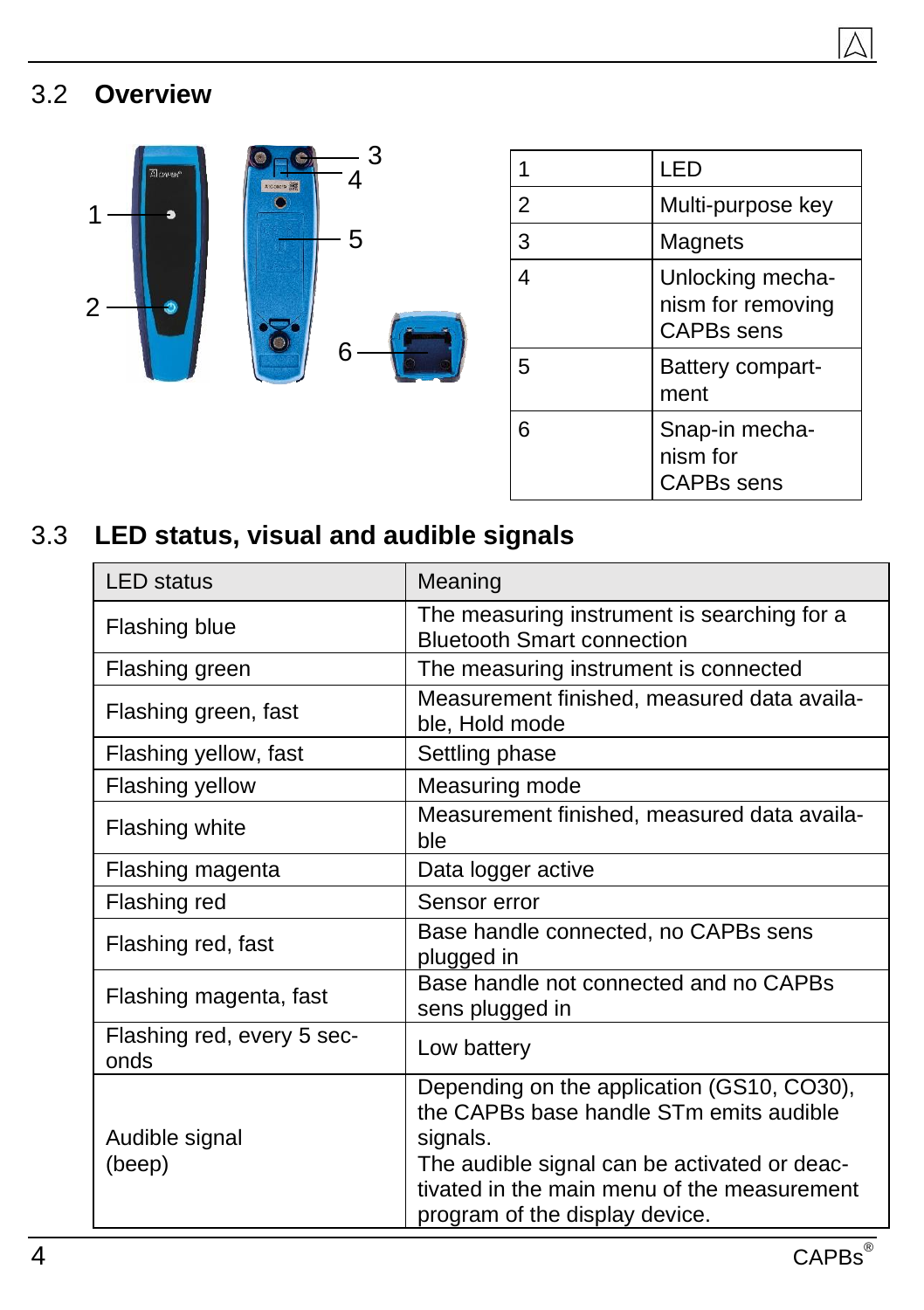## 3.2 Overview

| 1 | LED |
|---|---|
| 2 | Multi-purpose key |
| 3 | Magnets |
| 4 | Unlocking mechanism for removing CAPBs sens |
| 5 | Battery compartment |
| 6 | Snap-in mechanism for CAPBs sens |

## 3.3 LED status, visual and audible signals

| LED status | Meaning |
|---|---|
| Flashing blue | The measuring instrument is searching for a Bluetooth Smart connection |
| Flashing green | The measuring instrument is connected |
| Flashing green, fast | Measurement finished, measured data available, Hold mode |
| Flashing yellow, fast | Settling phase |
| Flashing yellow | Measuring mode |
| Flashing white | Measurement finished, measured data available |
| Flashing magenta | Data logger active |
| Flashing red | Sensor error |
| Flashing red, fast | Base handle connected, no CAPBs sens plugged in |
| Flashing magenta, fast | Base handle not connected and no CAPBs sens plugged in |
| Flashing red, every 5 seconds | Low battery |
| Audible signal (beep) | Depending on the application (GS10, CO30), the CAPBs base handle STm emits audible signals.<br>The audible signal can be activated or deactivated in the main menu of the measurement program of the display device. |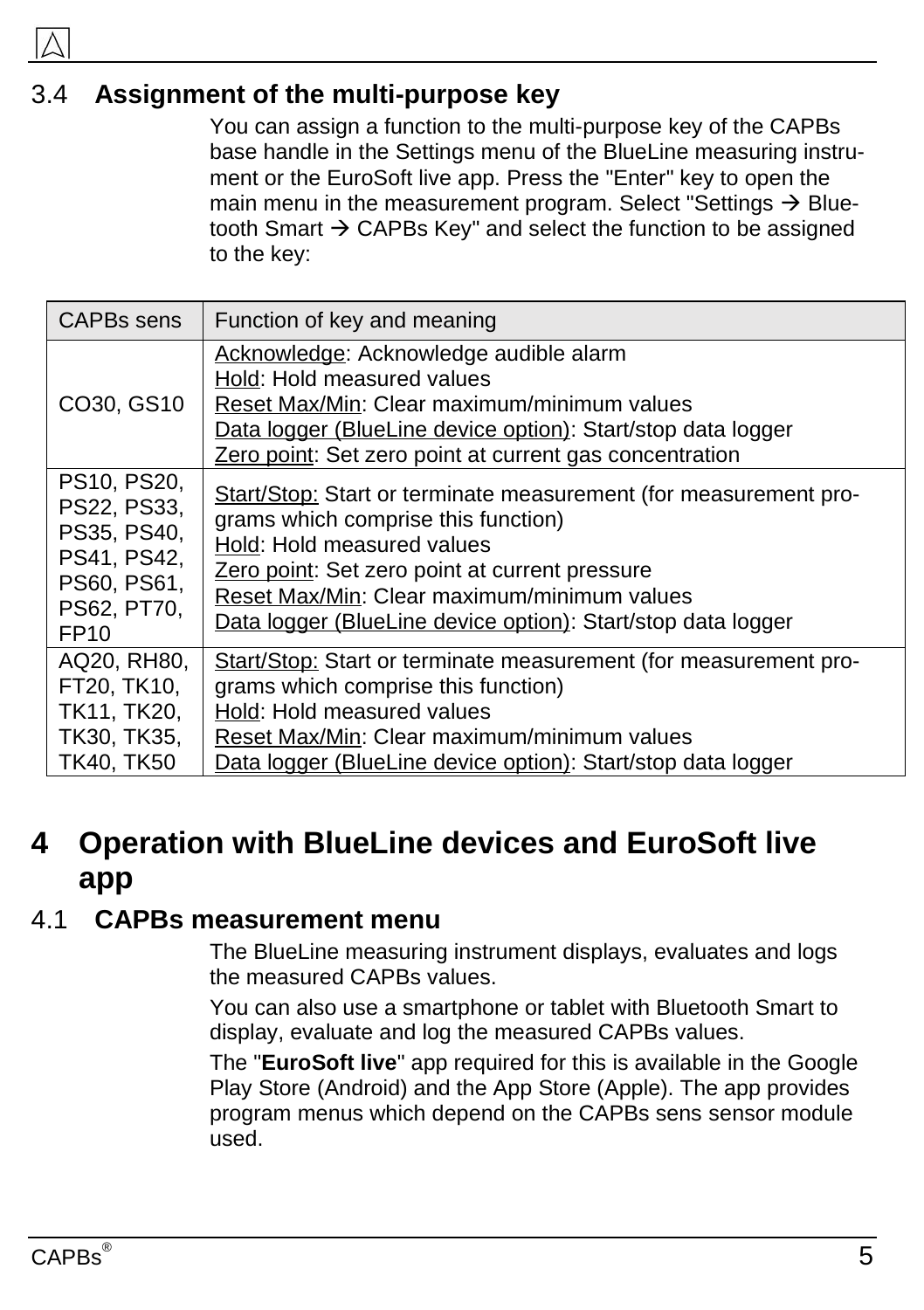## 3.4 Assignment of the multi-purpose key

You can assign a function to the multi-purpose key of the CAPBs base handle in the Settings menu of the BlueLine measuring instrument or the EuroSoft live app. Press the "Enter" key to open the main menu in the measurement program. Select "Settings → Bluetooth Smart → CAPBs Key" and select the function to be assigned to the key:

| CAPBs sens | Function of key and meaning |
|---|---|
| CO30, GS10 | Acknowledge: Acknowledge audible alarm<br>Hold: Hold measured values<br>Reset Max/Min: Clear maximum/minimum values<br>Data logger (BlueLine device option): Start/stop data logger<br>Zero point: Set zero point at current gas concentration |
| PS10, PS20, PS22, PS33, PS35, PS40, PS41, PS42, PS60, PS61, PS62, PT70, FP10 | Start/Stop: Start or terminate measurement (for measurement programs which comprise this function)<br>Hold: Hold measured values<br>Zero point: Set zero point at current pressure<br>Reset Max/Min: Clear maximum/minimum values<br>Data logger (BlueLine device option): Start/stop data logger |
| AQ20, RH80, FT20, TK10, TK11, TK20, TK30, TK35, TK40, TK50 | Start/Stop: Start or terminate measurement (for measurement programs which comprise this function)<br>Hold: Hold measured values<br>Reset Max/Min: Clear maximum/minimum values<br>Data logger (BlueLine device option): Start/stop data logger |

# 4 Operation with BlueLine devices and EuroSoft live app

## 4.1 CAPBs measurement menu

The BlueLine measuring instrument displays, evaluates and logs the measured CAPBs values.

You can also use a smartphone or tablet with Bluetooth Smart to display, evaluate and log the measured CAPBs values.

The "**EuroSoft live**" app required for this is available in the Google Play Store (Android) and the App Store (Apple). The app provides program menus which depend on the CAPBs sens sensor module used.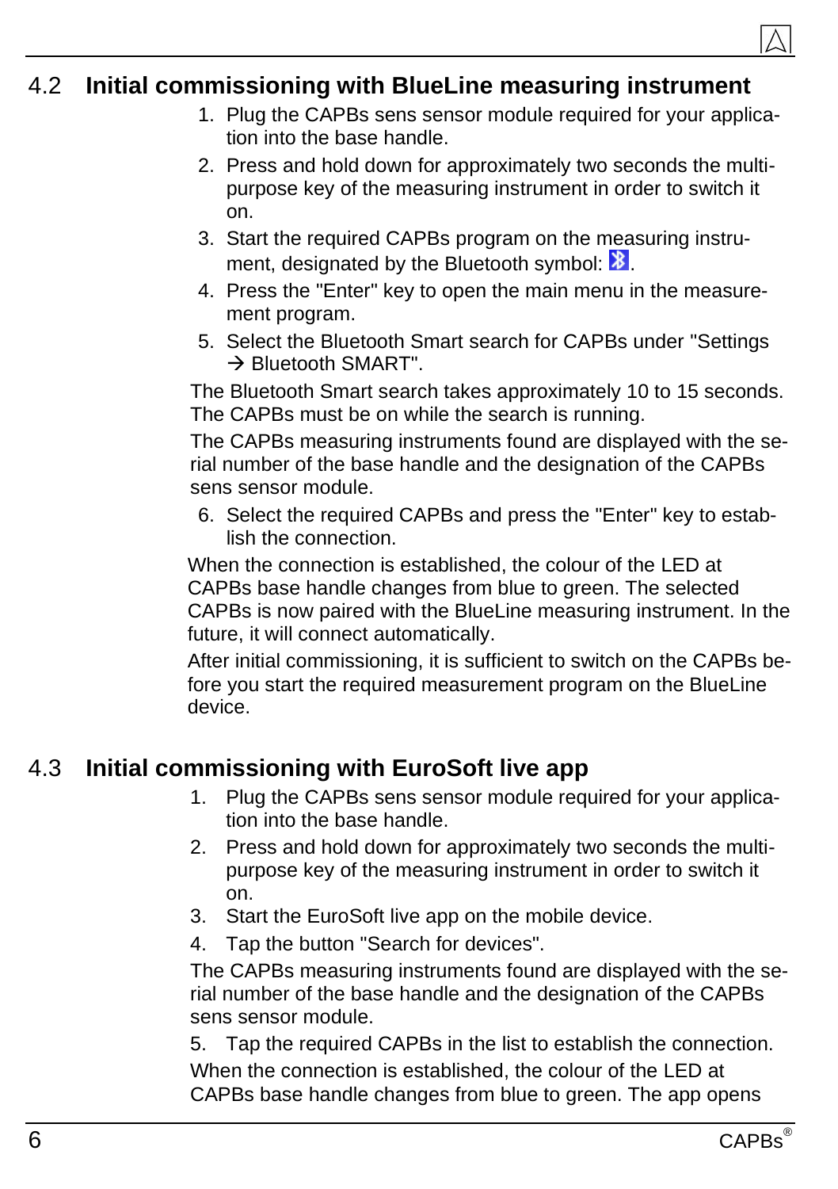## 4.2 Initial commissioning with BlueLine measuring instrument

1. Plug the CAPBs sens sensor module required for your application into the base handle.
2. Press and hold down for approximately two seconds the multipurpose key of the measuring instrument in order to switch it on.
3. Start the required CAPBs program on the measuring instrument, designated by the Bluetooth symbol: .
4. Press the "Enter" key to open the main menu in the measurement program.
5. Select the Bluetooth Smart search for CAPBs under "Settings → Bluetooth SMART".

The Bluetooth Smart search takes approximately 10 to 15 seconds. The CAPBs must be on while the search is running.

The CAPBs measuring instruments found are displayed with the serial number of the base handle and the designation of the CAPBs sens sensor module.

6. Select the required CAPBs and press the "Enter" key to establish the connection.

When the connection is established, the colour of the LED at CAPBs base handle changes from blue to green. The selected CAPBs is now paired with the BlueLine measuring instrument. In the future, it will connect automatically.

After initial commissioning, it is sufficient to switch on the CAPBs before you start the required measurement program on the BlueLine device.

## 4.3 Initial commissioning with EuroSoft live app

1. Plug the CAPBs sens sensor module required for your application into the base handle.
2. Press and hold down for approximately two seconds the multipurpose key of the measuring instrument in order to switch it on.
3. Start the EuroSoft live app on the mobile device.
4. Tap the button "Search for devices".

The CAPBs measuring instruments found are displayed with the serial number of the base handle and the designation of the CAPBs sens sensor module.

5. Tap the required CAPBs in the list to establish the connection.

When the connection is established, the colour of the LED at CAPBs base handle changes from blue to green. The app opens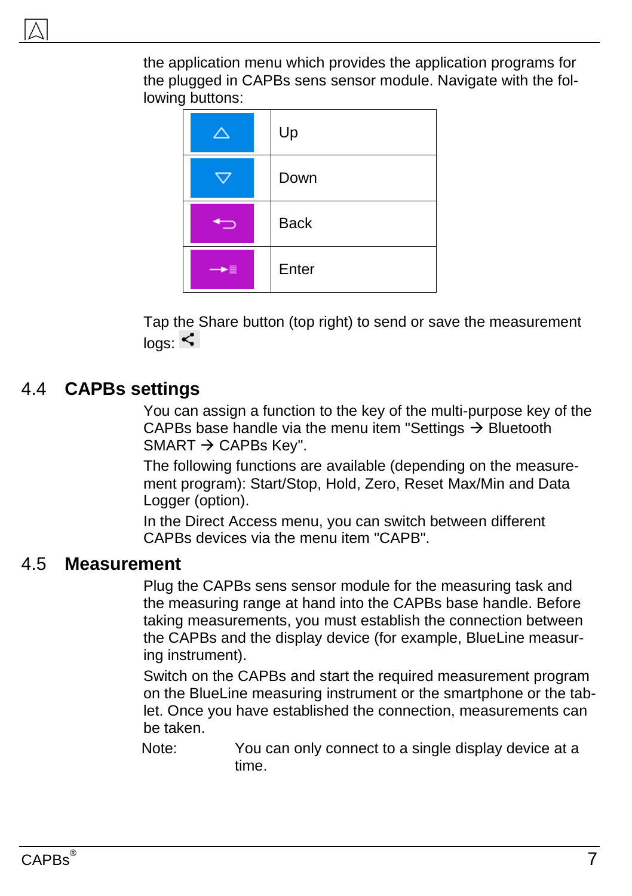the application menu which provides the application programs for the plugged in CAPBs sens sensor module. Navigate with the following buttons:

| | |
|---|---|
| △ | Up |
| ▽ | Down |
| ⮌ | Back |
| →≣ | Enter |

Tap the Share button (top right) to send or save the measurement logs: <

## 4.4 CAPBs settings

You can assign a function to the key of the multi-purpose key of the CAPBs base handle via the menu item "Settings → Bluetooth SMART → CAPBs Key".

The following functions are available (depending on the measurement program): Start/Stop, Hold, Zero, Reset Max/Min and Data Logger (option).

In the Direct Access menu, you can switch between different CAPBs devices via the menu item "CAPB".

## 4.5 Measurement

Plug the CAPBs sens sensor module for the measuring task and the measuring range at hand into the CAPBs base handle. Before taking measurements, you must establish the connection between the CAPBs and the display device (for example, BlueLine measuring instrument).

Switch on the CAPBs and start the required measurement program on the BlueLine measuring instrument or the smartphone or the tablet. Once you have established the connection, measurements can be taken.

Note: You can only connect to a single display device at a time.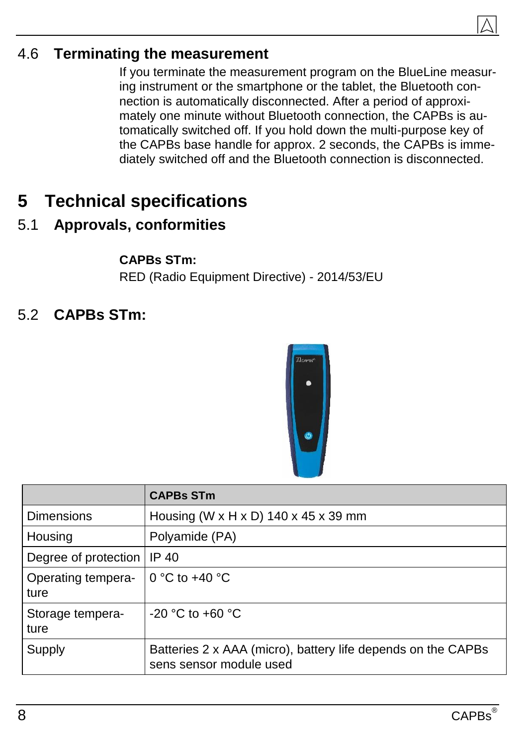## 4.6 Terminating the measurement

If you terminate the measurement program on the BlueLine measuring instrument or the smartphone or the tablet, the Bluetooth connection is automatically disconnected. After a period of approximately one minute without Bluetooth connection, the CAPBs is automatically switched off. If you hold down the multi-purpose key of the CAPBs base handle for approx. 2 seconds, the CAPBs is immediately switched off and the Bluetooth connection is disconnected.

# 5 Technical specifications

## 5.1 Approvals, conformities

**CAPBs STm:**

RED (Radio Equipment Directive) - 2014/53/EU

## 5.2 CAPBs STm:

| | **CAPBs STm** |
|---|---|
| Dimensions | Housing (W x H x D) 140 x 45 x 39 mm |
| Housing | Polyamide (PA) |
| Degree of protection | IP 40 |
| Operating temperature | 0 °C to +40 °C |
| Storage temperature | -20 °C to +60 °C |
| Supply | Batteries 2 x AAA (micro), battery life depends on the CAPBs sens sensor module used |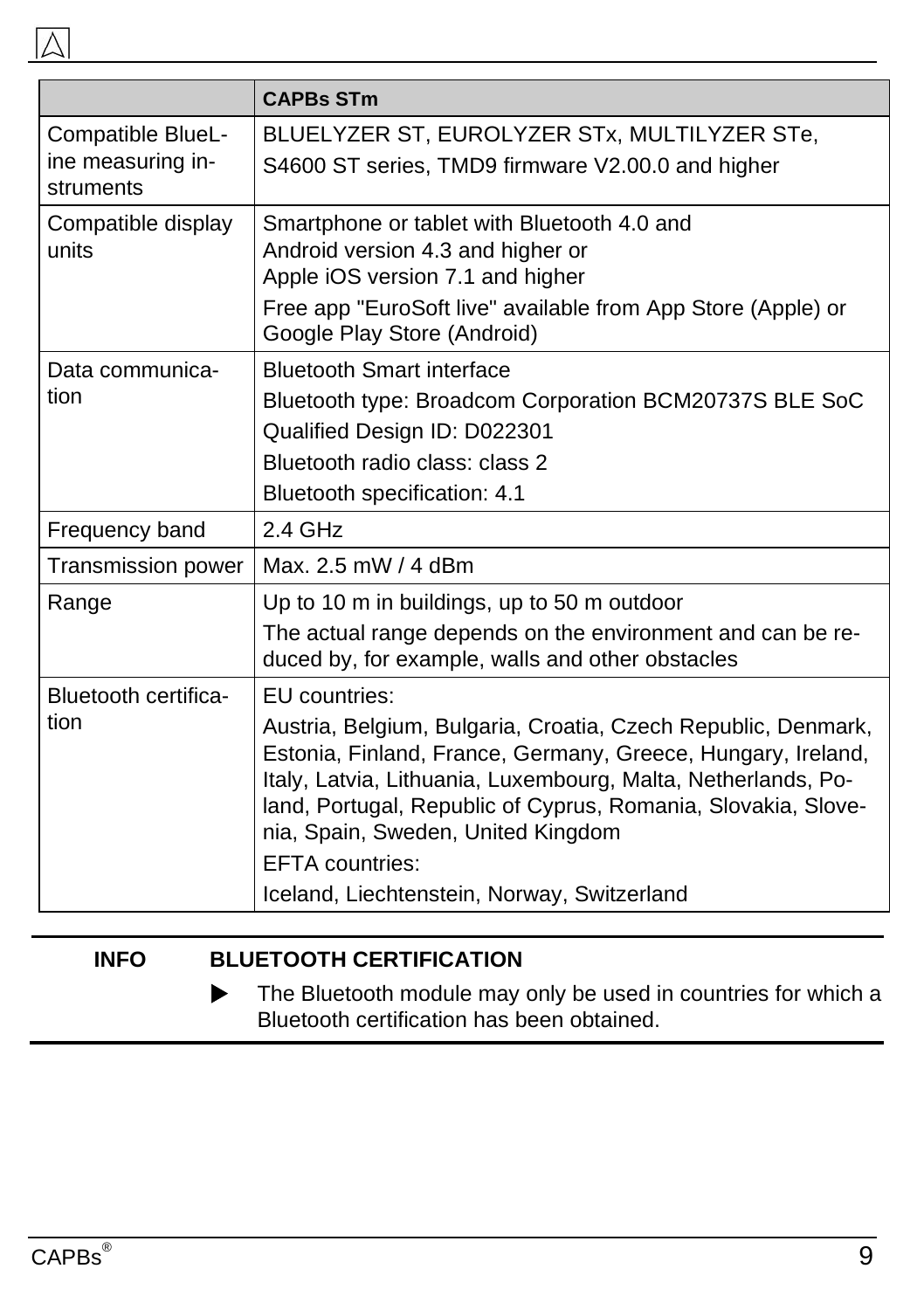| | **CAPBs STm** |
|---|---|
| Compatible BlueLine measuring instruments | BLUELYZER ST, EUROLYZER STx, MULTILYZER STe, S4600 ST series, TMD9 firmware V2.00.0 and higher |
| Compatible display units | Smartphone or tablet with Bluetooth 4.0 and Android version 4.3 and higher or Apple iOS version 7.1 and higher<br>Free app "EuroSoft live" available from App Store (Apple) or Google Play Store (Android) |
| Data communication | Bluetooth Smart interface<br>Bluetooth type: Broadcom Corporation BCM20737S BLE SoC<br>Qualified Design ID: D022301<br>Bluetooth radio class: class 2<br>Bluetooth specification: 4.1 |
| Frequency band | 2.4 GHz |
| Transmission power | Max. 2.5 mW / 4 dBm |
| Range | Up to 10 m in buildings, up to 50 m outdoor<br>The actual range depends on the environment and can be reduced by, for example, walls and other obstacles |
| Bluetooth certification | EU countries:<br>Austria, Belgium, Bulgaria, Croatia, Czech Republic, Denmark, Estonia, Finland, France, Germany, Greece, Hungary, Ireland, Italy, Latvia, Lithuania, Luxembourg, Malta, Netherlands, Poland, Portugal, Republic of Cyprus, Romania, Slovakia, Slovenia, Spain, Sweden, United Kingdom<br>EFTA countries:<br>Iceland, Liechtenstein, Norway, Switzerland |

**INFO** **BLUETOOTH CERTIFICATION**

- The Bluetooth module may only be used in countries for which a Bluetooth certification has been obtained.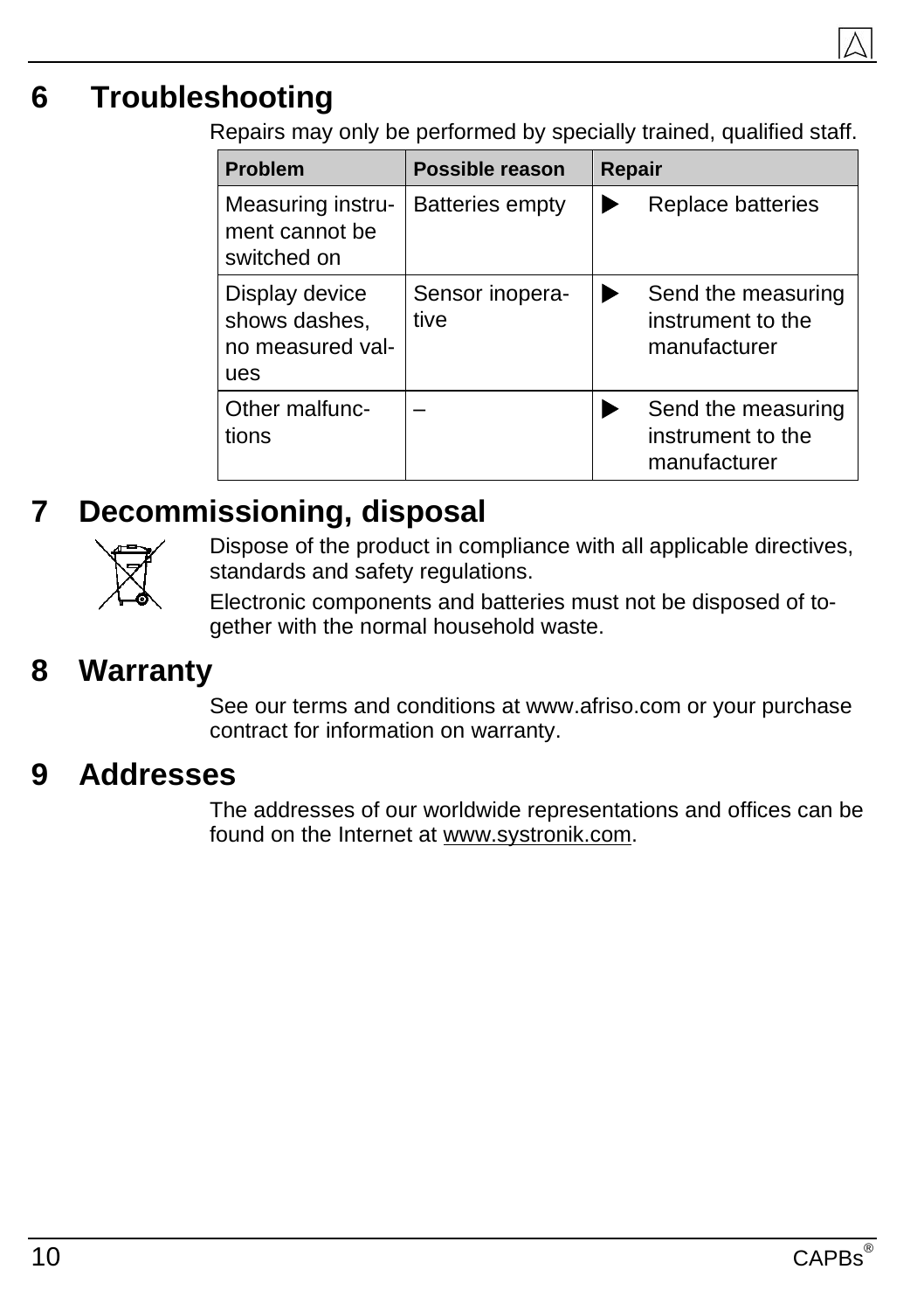# 6 Troubleshooting

Repairs may only be performed by specially trained, qualified staff.

| Problem | Possible reason | Repair |
|---|---|---|
| Measuring instrument cannot be switched on | Batteries empty | ▶ Replace batteries |
| Display device shows dashes, no measured values | Sensor inoperative | ▶ Send the measuring instrument to the manufacturer |
| Other malfunctions | – | ▶ Send the measuring instrument to the manufacturer |

# 7 Decommissioning, disposal

Dispose of the product in compliance with all applicable directives, standards and safety regulations.

Electronic components and batteries must not be disposed of together with the normal household waste.

# 8 Warranty

See our terms and conditions at www.afriso.com or your purchase contract for information on warranty.

# 9 Addresses

The addresses of our worldwide representations and offices can be found on the Internet at www.systronik.com.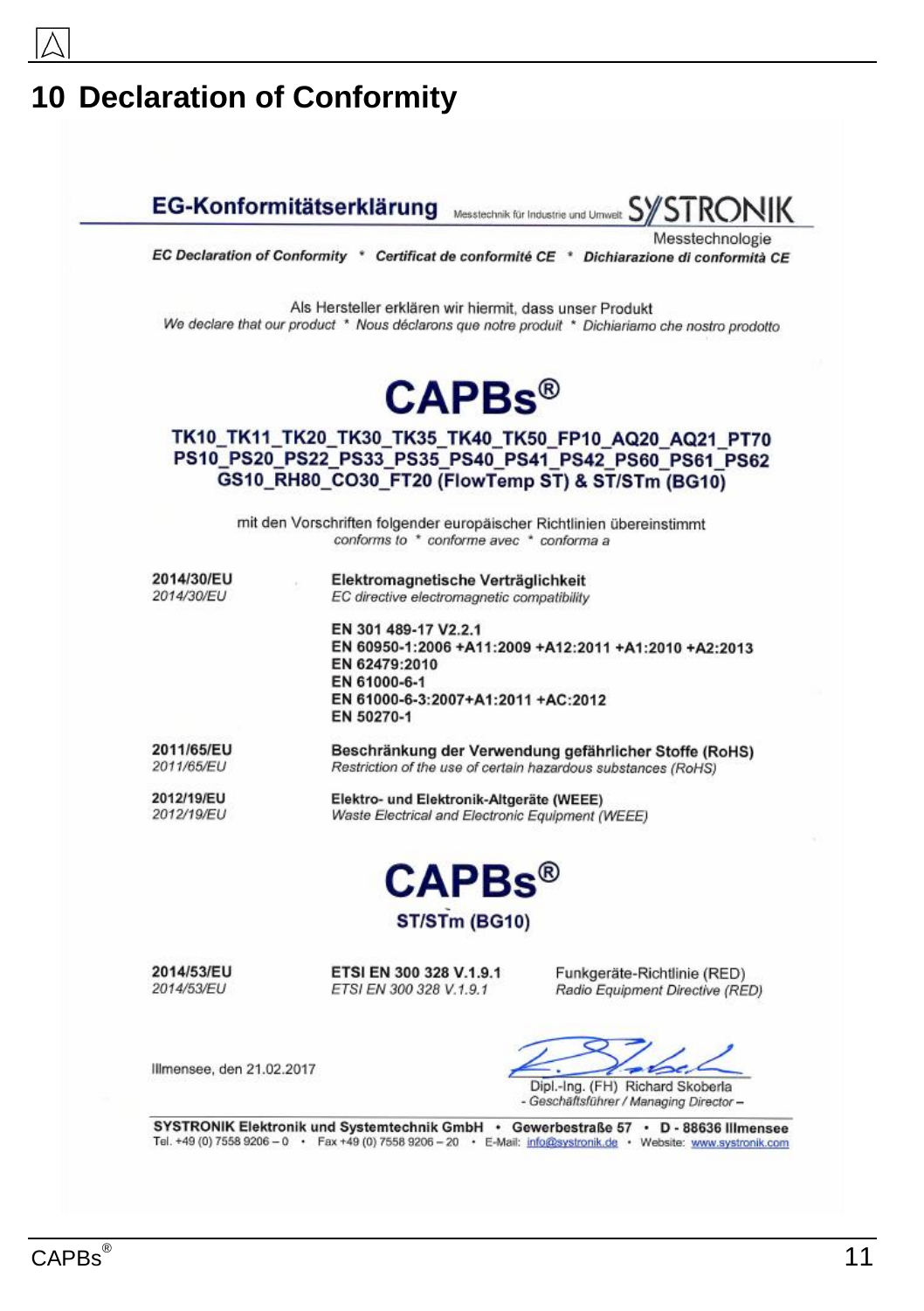# 10 Declaration of Conformity

**EG-Konformitätserklärung** Messtechnik für Industrie und Umwelt SYSTRONIK Messtechnologie

*EC Declaration of Conformity * Certificat de conformité CE * Dichiarazione di conformità CE*

Als Hersteller erklären wir hiermit, dass unser Produkt
*We declare that our product * Nous déclarons que notre produit * Dichiariamo che nostro prodotto*

# CAPBs®

**TK10_TK11_TK20_TK30_TK35_TK40_TK50_FP10_AQ20_AQ21_PT70**
**PS10_PS20_PS22_PS33_PS35_PS40_PS41_PS42_PS60_PS61_PS62**
**GS10_RH80_CO30_FT20 (FlowTemp ST) & ST/STm (BG10)**

mit den Vorschriften folgender europäischer Richtlinien übereinstimmt
*conforms to * conforme avec * conforma a*

| | |
|---|---|
| **2014/30/EU**<br>*2014/30/EU* | **Elektromagnetische Verträglichkeit**<br>*EC directive electromagnetic compatibility*<br><br>**EN 301 489-17 V2.2.1**<br>**EN 60950-1:2006 +A11:2009 +A12:2011 +A1:2010 +A2:2013**<br>**EN 62479:2010**<br>**EN 61000-6-1**<br>**EN 61000-6-3:2007+A1:2011 +AC:2012**<br>**EN 50270-1** |
| **2011/65/EU**<br>*2011/65/EU* | **Beschränkung der Verwendung gefährlicher Stoffe (RoHS)**<br>*Restriction of the use of certain hazardous substances (RoHS)* |
| **2012/19/EU**<br>*2012/19/EU* | **Elektro- und Elektronik-Altgeräte (WEEE)**<br>*Waste Electrical and Electronic Equipment (WEEE)* |

# CAPBs®

**ST/STm (BG10)**

| | | |
|---|---|---|
| **2014/53/EU**<br>*2014/53/EU* | **ETSI EN 300 328 V.1.9.1**<br>*ETSI EN 300 328 V.1.9.1* | Funkgeräte-Richtlinie (RED)<br>*Radio Equipment Directive (RED)* |

Illmensee, den 21.02.2017

Dipl.-Ing. (FH) Richard Skoberla
*- Geschäftsführer / Managing Director -*

**SYSTRONIK Elektronik und Systemtechnik GmbH • Gewerbestraße 57 • D - 88636 Illmensee**
Tel. +49 (0) 7558 9206 – 0 • Fax +49 (0) 7558 9206 – 20 • E-Mail: info@systronik.de • Website: www.systronik.com